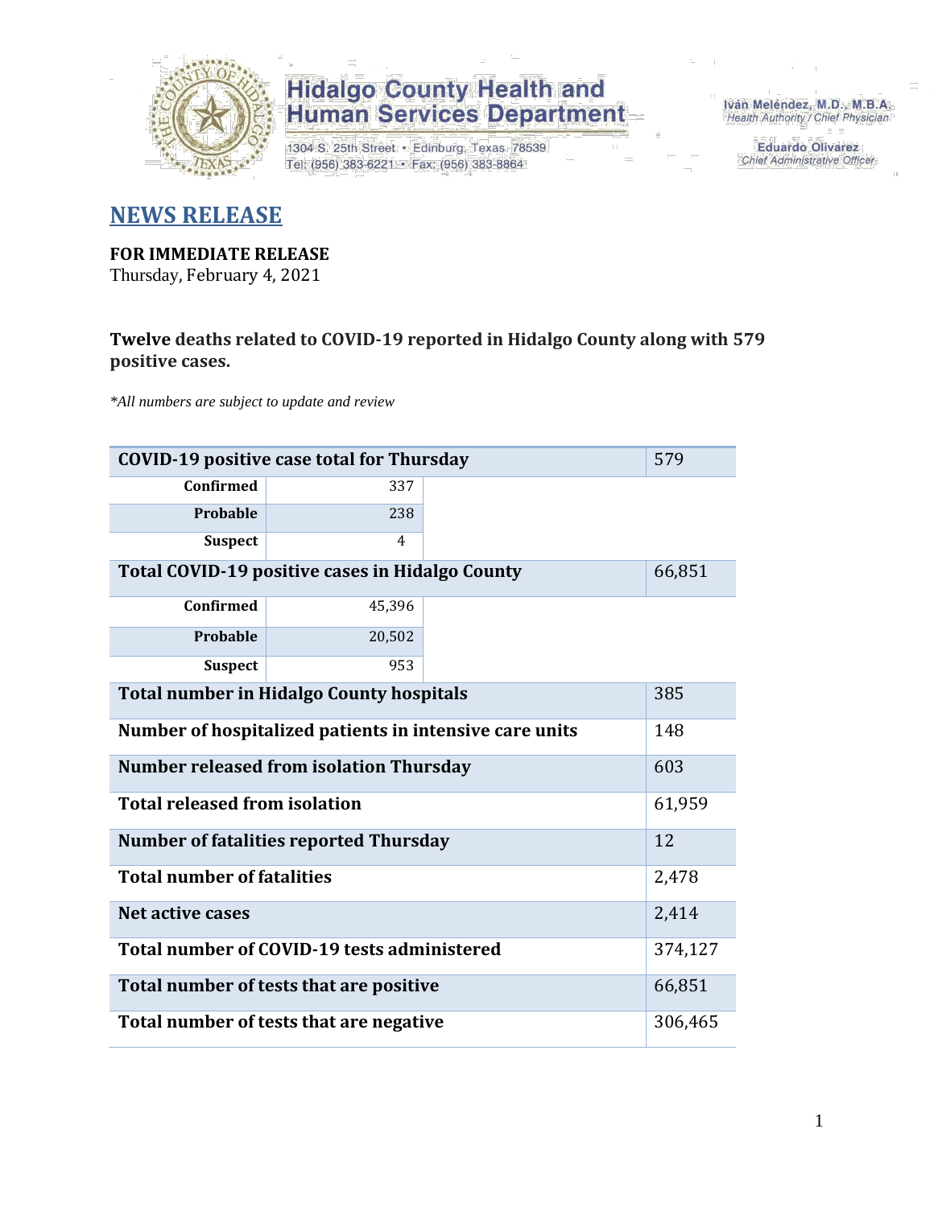Hidalgo County Health and Human Services Department

1304 S. 25th Street • Edinburg, Texas 78539
Tel: (956) 383-6221 • Fax: (956) 383-8864

Iván Meléndez, M.D., M.B.A.
Health Authority / Chief Physician

Eduardo Olivarez
Chief Administrative Officer

# NEWS RELEASE

**FOR IMMEDIATE RELEASE**
Thursday, February 4, 2021

**Twelve deaths related to COVID-19 reported in Hidalgo County along with 579 positive cases.**

*\*All numbers are subject to update and review*

| COVID-19 positive case total for Thursday | | 579 |
|---|---|---|
| Confirmed | 337 | |
| Probable | 238 | |
| Suspect | 4 | |
| **Total COVID-19 positive cases in Hidalgo County** | | 66,851 |
| Confirmed | 45,396 | |
| Probable | 20,502 | |
| Suspect | 953 | |
| **Total number in Hidalgo County hospitals** | | 385 |
| **Number of hospitalized patients in intensive care units** | | 148 |
| **Number released from isolation Thursday** | | 603 |
| **Total released from isolation** | | 61,959 |
| **Number of fatalities reported Thursday** | | 12 |
| **Total number of fatalities** | | 2,478 |
| **Net active cases** | | 2,414 |
| **Total number of COVID-19 tests administered** | | 374,127 |
| **Total number of tests that are positive** | | 66,851 |
| **Total number of tests that are negative** | | 306,465 |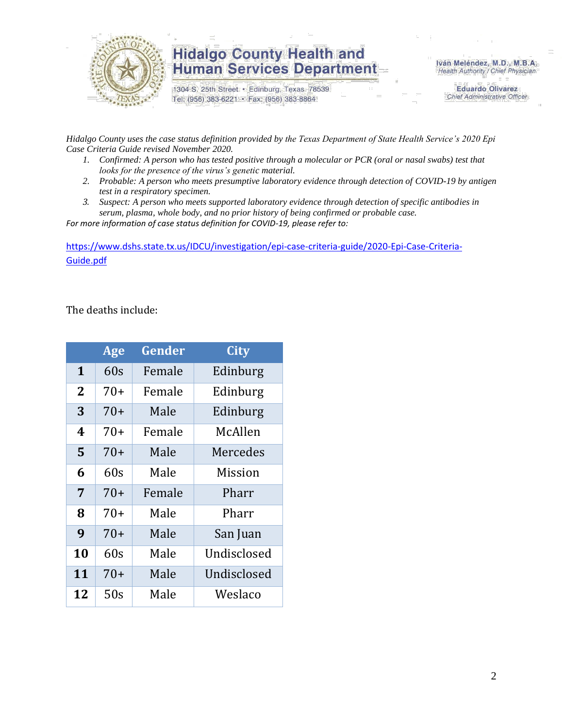# Hidalgo County Health and Human Services Department

1304 S. 25th Street • Edinburg, Texas 78539
Tel: (956) 383-6221 • Fax: (956) 383-8864

Iván Meléndez, M.D., M.B.A.
*Health Authority / Chief Physician*

Eduardo Olivarez
*Chief Administrative Officer*

*Hidalgo County uses the case status definition provided by the Texas Department of State Health Service's 2020 Epi Case Criteria Guide revised November 2020.*

1. *Confirmed: A person who has tested positive through a molecular or PCR (oral or nasal swabs) test that looks for the presence of the virus's genetic material.*
2. *Probable: A person who meets presumptive laboratory evidence through detection of COVID-19 by antigen test in a respiratory specimen.*
3. *Suspect: A person who meets supported laboratory evidence through detection of specific antibodies in serum, plasma, whole body, and no prior history of being confirmed or probable case.*

*For more information of case status definition for COVID-19, please refer to:*

https://www.dshs.state.tx.us/IDCU/investigation/epi-case-criteria-guide/2020-Epi-Case-Criteria-Guide.pdf

The deaths include:

| | Age | Gender | City |
|---|---|---|---|
| **1** | 60s | Female | Edinburg |
| **2** | 70+ | Female | Edinburg |
| **3** | 70+ | Male | Edinburg |
| **4** | 70+ | Female | McAllen |
| **5** | 70+ | Male | Mercedes |
| **6** | 60s | Male | Mission |
| **7** | 70+ | Female | Pharr |
| **8** | 70+ | Male | Pharr |
| **9** | 70+ | Male | San Juan |
| **10** | 60s | Male | Undisclosed |
| **11** | 70+ | Male | Undisclosed |
| **12** | 50s | Male | Weslaco |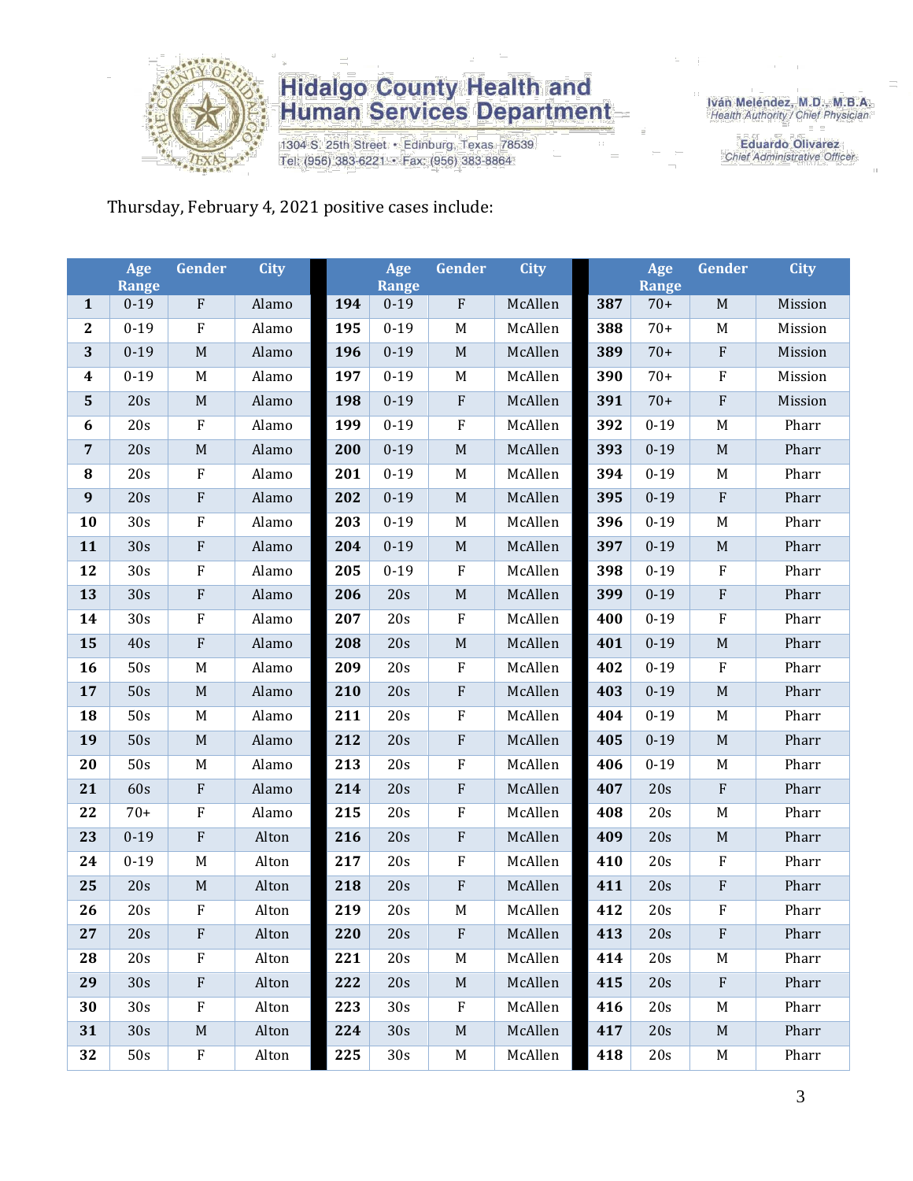Thursday, February 4, 2021 positive cases include:

| | Age Range | Gender | City | | Age Range | Gender | City | | Age Range | Gender | City |
|---|---|---|---|---|---|---|---|---|---|---|---|
| 1 | 0-19 | F | Alamo | 194 | 0-19 | F | McAllen | 387 | 70+ | M | Mission |
| 2 | 0-19 | F | Alamo | 195 | 0-19 | M | McAllen | 388 | 70+ | M | Mission |
| 3 | 0-19 | M | Alamo | 196 | 0-19 | M | McAllen | 389 | 70+ | F | Mission |
| 4 | 0-19 | M | Alamo | 197 | 0-19 | M | McAllen | 390 | 70+ | F | Mission |
| 5 | 20s | M | Alamo | 198 | 0-19 | F | McAllen | 391 | 70+ | F | Mission |
| 6 | 20s | F | Alamo | 199 | 0-19 | F | McAllen | 392 | 0-19 | M | Pharr |
| 7 | 20s | M | Alamo | 200 | 0-19 | M | McAllen | 393 | 0-19 | M | Pharr |
| 8 | 20s | F | Alamo | 201 | 0-19 | M | McAllen | 394 | 0-19 | M | Pharr |
| 9 | 20s | F | Alamo | 202 | 0-19 | M | McAllen | 395 | 0-19 | F | Pharr |
| 10 | 30s | F | Alamo | 203 | 0-19 | M | McAllen | 396 | 0-19 | M | Pharr |
| 11 | 30s | F | Alamo | 204 | 0-19 | M | McAllen | 397 | 0-19 | M | Pharr |
| 12 | 30s | F | Alamo | 205 | 0-19 | F | McAllen | 398 | 0-19 | F | Pharr |
| 13 | 30s | F | Alamo | 206 | 20s | M | McAllen | 399 | 0-19 | F | Pharr |
| 14 | 30s | F | Alamo | 207 | 20s | F | McAllen | 400 | 0-19 | F | Pharr |
| 15 | 40s | F | Alamo | 208 | 20s | M | McAllen | 401 | 0-19 | M | Pharr |
| 16 | 50s | M | Alamo | 209 | 20s | F | McAllen | 402 | 0-19 | F | Pharr |
| 17 | 50s | M | Alamo | 210 | 20s | F | McAllen | 403 | 0-19 | M | Pharr |
| 18 | 50s | M | Alamo | 211 | 20s | F | McAllen | 404 | 0-19 | M | Pharr |
| 19 | 50s | M | Alamo | 212 | 20s | F | McAllen | 405 | 0-19 | M | Pharr |
| 20 | 50s | M | Alamo | 213 | 20s | F | McAllen | 406 | 0-19 | M | Pharr |
| 21 | 60s | F | Alamo | 214 | 20s | F | McAllen | 407 | 20s | F | Pharr |
| 22 | 70+ | F | Alamo | 215 | 20s | F | McAllen | 408 | 20s | M | Pharr |
| 23 | 0-19 | F | Alton | 216 | 20s | F | McAllen | 409 | 20s | M | Pharr |
| 24 | 0-19 | M | Alton | 217 | 20s | F | McAllen | 410 | 20s | F | Pharr |
| 25 | 20s | M | Alton | 218 | 20s | F | McAllen | 411 | 20s | F | Pharr |
| 26 | 20s | F | Alton | 219 | 20s | M | McAllen | 412 | 20s | F | Pharr |
| 27 | 20s | F | Alton | 220 | 20s | F | McAllen | 413 | 20s | F | Pharr |
| 28 | 20s | F | Alton | 221 | 20s | M | McAllen | 414 | 20s | M | Pharr |
| 29 | 30s | F | Alton | 222 | 20s | M | McAllen | 415 | 20s | F | Pharr |
| 30 | 30s | F | Alton | 223 | 30s | F | McAllen | 416 | 20s | M | Pharr |
| 31 | 30s | M | Alton | 224 | 30s | M | McAllen | 417 | 20s | M | Pharr |
| 32 | 50s | F | Alton | 225 | 30s | M | McAllen | 418 | 20s | M | Pharr |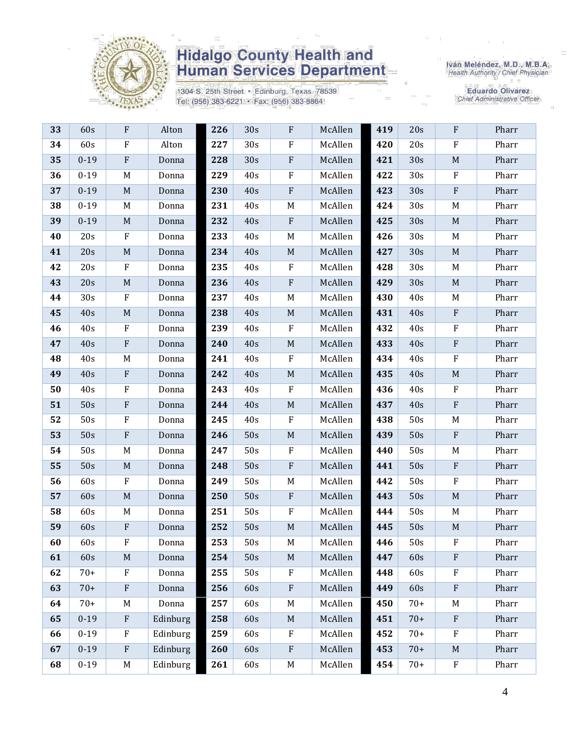# Hidalgo County Health and Human Services Department

1304 S. 25th Street • Edinburg, Texas 78539
Tel: (956) 383-6221 • Fax: (956) 383-8864

Iván Meléndez, M.D., M.B.A.
Health Authority / Chief Physician

Eduardo Olivarez
Chief Administrative Officer

| | | | | | | | | | | | |
|---|---|---|---|---|---|---|---|---|---|---|---|
| **33** | 60s | F | Alton | **226** | 30s | F | McAllen | **419** | 20s | F | Pharr |
| **34** | 60s | F | Alton | **227** | 30s | F | McAllen | **420** | 20s | F | Pharr |
| **35** | 0-19 | F | Donna | **228** | 30s | F | McAllen | **421** | 30s | M | Pharr |
| **36** | 0-19 | M | Donna | **229** | 40s | F | McAllen | **422** | 30s | F | Pharr |
| **37** | 0-19 | M | Donna | **230** | 40s | F | McAllen | **423** | 30s | F | Pharr |
| **38** | 0-19 | M | Donna | **231** | 40s | M | McAllen | **424** | 30s | M | Pharr |
| **39** | 0-19 | M | Donna | **232** | 40s | F | McAllen | **425** | 30s | M | Pharr |
| **40** | 20s | F | Donna | **233** | 40s | M | McAllen | **426** | 30s | M | Pharr |
| **41** | 20s | M | Donna | **234** | 40s | M | McAllen | **427** | 30s | M | Pharr |
| **42** | 20s | F | Donna | **235** | 40s | F | McAllen | **428** | 30s | M | Pharr |
| **43** | 20s | M | Donna | **236** | 40s | F | McAllen | **429** | 30s | M | Pharr |
| **44** | 30s | F | Donna | **237** | 40s | M | McAllen | **430** | 40s | M | Pharr |
| **45** | 40s | M | Donna | **238** | 40s | M | McAllen | **431** | 40s | F | Pharr |
| **46** | 40s | F | Donna | **239** | 40s | F | McAllen | **432** | 40s | F | Pharr |
| **47** | 40s | F | Donna | **240** | 40s | M | McAllen | **433** | 40s | F | Pharr |
| **48** | 40s | M | Donna | **241** | 40s | F | McAllen | **434** | 40s | F | Pharr |
| **49** | 40s | F | Donna | **242** | 40s | M | McAllen | **435** | 40s | M | Pharr |
| **50** | 40s | F | Donna | **243** | 40s | F | McAllen | **436** | 40s | F | Pharr |
| **51** | 50s | F | Donna | **244** | 40s | M | McAllen | **437** | 40s | F | Pharr |
| **52** | 50s | F | Donna | **245** | 40s | F | McAllen | **438** | 50s | M | Pharr |
| **53** | 50s | F | Donna | **246** | 50s | M | McAllen | **439** | 50s | F | Pharr |
| **54** | 50s | M | Donna | **247** | 50s | F | McAllen | **440** | 50s | M | Pharr |
| **55** | 50s | M | Donna | **248** | 50s | F | McAllen | **441** | 50s | F | Pharr |
| **56** | 60s | F | Donna | **249** | 50s | M | McAllen | **442** | 50s | F | Pharr |
| **57** | 60s | M | Donna | **250** | 50s | F | McAllen | **443** | 50s | M | Pharr |
| **58** | 60s | M | Donna | **251** | 50s | F | McAllen | **444** | 50s | M | Pharr |
| **59** | 60s | F | Donna | **252** | 50s | M | McAllen | **445** | 50s | M | Pharr |
| **60** | 60s | F | Donna | **253** | 50s | M | McAllen | **446** | 50s | F | Pharr |
| **61** | 60s | M | Donna | **254** | 50s | M | McAllen | **447** | 60s | F | Pharr |
| **62** | 70+ | F | Donna | **255** | 50s | F | McAllen | **448** | 60s | F | Pharr |
| **63** | 70+ | F | Donna | **256** | 60s | F | McAllen | **449** | 60s | F | Pharr |
| **64** | 70+ | M | Donna | **257** | 60s | M | McAllen | **450** | 70+ | M | Pharr |
| **65** | 0-19 | F | Edinburg | **258** | 60s | M | McAllen | **451** | 70+ | F | Pharr |
| **66** | 0-19 | F | Edinburg | **259** | 60s | F | McAllen | **452** | 70+ | F | Pharr |
| **67** | 0-19 | F | Edinburg | **260** | 60s | F | McAllen | **453** | 70+ | M | Pharr |
| **68** | 0-19 | M | Edinburg | **261** | 60s | M | McAllen | **454** | 70+ | F | Pharr |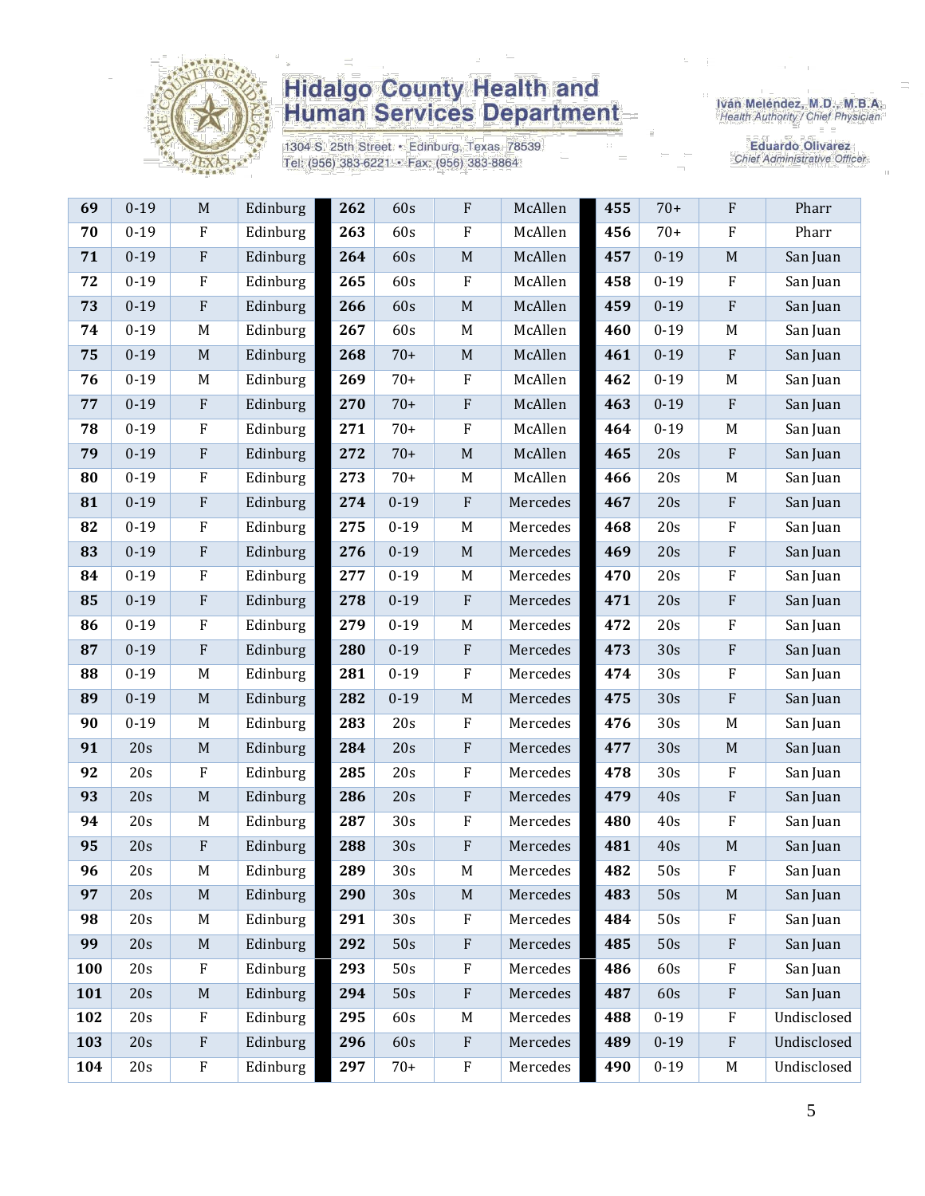| | | | | | | | | | | | |
|---|---|---|---|---|---|---|---|---|---|---|---|
| **69** | 0-19 | M | Edinburg | **262** | 60s | F | McAllen | **455** | 70+ | F | Pharr |
| **70** | 0-19 | F | Edinburg | **263** | 60s | F | McAllen | **456** | 70+ | F | Pharr |
| **71** | 0-19 | F | Edinburg | **264** | 60s | M | McAllen | **457** | 0-19 | M | San Juan |
| **72** | 0-19 | F | Edinburg | **265** | 60s | F | McAllen | **458** | 0-19 | F | San Juan |
| **73** | 0-19 | F | Edinburg | **266** | 60s | M | McAllen | **459** | 0-19 | F | San Juan |
| **74** | 0-19 | M | Edinburg | **267** | 60s | M | McAllen | **460** | 0-19 | M | San Juan |
| **75** | 0-19 | M | Edinburg | **268** | 70+ | M | McAllen | **461** | 0-19 | F | San Juan |
| **76** | 0-19 | M | Edinburg | **269** | 70+ | F | McAllen | **462** | 0-19 | M | San Juan |
| **77** | 0-19 | F | Edinburg | **270** | 70+ | F | McAllen | **463** | 0-19 | F | San Juan |
| **78** | 0-19 | F | Edinburg | **271** | 70+ | F | McAllen | **464** | 0-19 | M | San Juan |
| **79** | 0-19 | F | Edinburg | **272** | 70+ | M | McAllen | **465** | 20s | F | San Juan |
| **80** | 0-19 | F | Edinburg | **273** | 70+ | M | McAllen | **466** | 20s | M | San Juan |
| **81** | 0-19 | F | Edinburg | **274** | 0-19 | F | Mercedes | **467** | 20s | F | San Juan |
| **82** | 0-19 | F | Edinburg | **275** | 0-19 | M | Mercedes | **468** | 20s | F | San Juan |
| **83** | 0-19 | F | Edinburg | **276** | 0-19 | M | Mercedes | **469** | 20s | F | San Juan |
| **84** | 0-19 | F | Edinburg | **277** | 0-19 | M | Mercedes | **470** | 20s | F | San Juan |
| **85** | 0-19 | F | Edinburg | **278** | 0-19 | F | Mercedes | **471** | 20s | F | San Juan |
| **86** | 0-19 | F | Edinburg | **279** | 0-19 | M | Mercedes | **472** | 20s | F | San Juan |
| **87** | 0-19 | F | Edinburg | **280** | 0-19 | F | Mercedes | **473** | 30s | F | San Juan |
| **88** | 0-19 | M | Edinburg | **281** | 0-19 | F | Mercedes | **474** | 30s | F | San Juan |
| **89** | 0-19 | M | Edinburg | **282** | 0-19 | M | Mercedes | **475** | 30s | F | San Juan |
| **90** | 0-19 | M | Edinburg | **283** | 20s | F | Mercedes | **476** | 30s | M | San Juan |
| **91** | 20s | M | Edinburg | **284** | 20s | F | Mercedes | **477** | 30s | M | San Juan |
| **92** | 20s | F | Edinburg | **285** | 20s | F | Mercedes | **478** | 30s | F | San Juan |
| **93** | 20s | M | Edinburg | **286** | 20s | F | Mercedes | **479** | 40s | F | San Juan |
| **94** | 20s | M | Edinburg | **287** | 30s | F | Mercedes | **480** | 40s | F | San Juan |
| **95** | 20s | F | Edinburg | **288** | 30s | F | Mercedes | **481** | 40s | M | San Juan |
| **96** | 20s | M | Edinburg | **289** | 30s | M | Mercedes | **482** | 50s | F | San Juan |
| **97** | 20s | M | Edinburg | **290** | 30s | M | Mercedes | **483** | 50s | M | San Juan |
| **98** | 20s | M | Edinburg | **291** | 30s | F | Mercedes | **484** | 50s | F | San Juan |
| **99** | 20s | M | Edinburg | **292** | 50s | F | Mercedes | **485** | 50s | F | San Juan |
| **100** | 20s | F | Edinburg | **293** | 50s | F | Mercedes | **486** | 60s | F | San Juan |
| **101** | 20s | M | Edinburg | **294** | 50s | F | Mercedes | **487** | 60s | F | San Juan |
| **102** | 20s | F | Edinburg | **295** | 60s | M | Mercedes | **488** | 0-19 | F | Undisclosed |
| **103** | 20s | F | Edinburg | **296** | 60s | F | Mercedes | **489** | 0-19 | F | Undisclosed |
| **104** | 20s | F | Edinburg | **297** | 70+ | F | Mercedes | **490** | 0-19 | M | Undisclosed |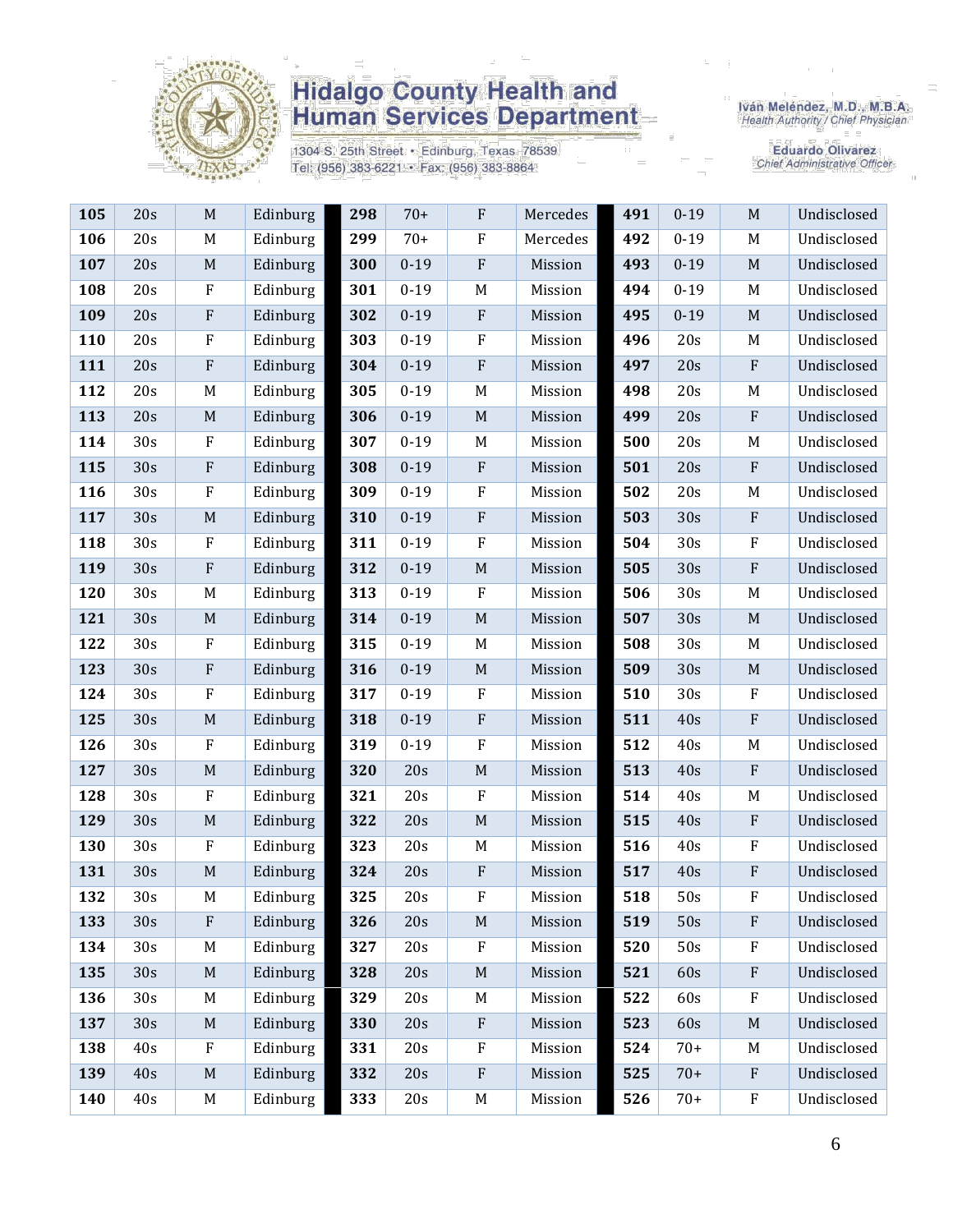| 105 | 20s | M | Edinburg | 298 | 70+ | F | Mercedes | 491 | 0-19 | M | Undisclosed |
|---|---|---|---|---|---|---|---|---|---|---|---|
| 106 | 20s | M | Edinburg | 299 | 70+ | F | Mercedes | 492 | 0-19 | M | Undisclosed |
| 107 | 20s | M | Edinburg | 300 | 0-19 | F | Mission | 493 | 0-19 | M | Undisclosed |
| 108 | 20s | F | Edinburg | 301 | 0-19 | M | Mission | 494 | 0-19 | M | Undisclosed |
| 109 | 20s | F | Edinburg | 302 | 0-19 | F | Mission | 495 | 0-19 | M | Undisclosed |
| 110 | 20s | F | Edinburg | 303 | 0-19 | F | Mission | 496 | 20s | M | Undisclosed |
| 111 | 20s | F | Edinburg | 304 | 0-19 | F | Mission | 497 | 20s | F | Undisclosed |
| 112 | 20s | M | Edinburg | 305 | 0-19 | M | Mission | 498 | 20s | M | Undisclosed |
| 113 | 20s | M | Edinburg | 306 | 0-19 | M | Mission | 499 | 20s | F | Undisclosed |
| 114 | 30s | F | Edinburg | 307 | 0-19 | M | Mission | 500 | 20s | M | Undisclosed |
| 115 | 30s | F | Edinburg | 308 | 0-19 | F | Mission | 501 | 20s | F | Undisclosed |
| 116 | 30s | F | Edinburg | 309 | 0-19 | F | Mission | 502 | 20s | M | Undisclosed |
| 117 | 30s | M | Edinburg | 310 | 0-19 | F | Mission | 503 | 30s | F | Undisclosed |
| 118 | 30s | F | Edinburg | 311 | 0-19 | F | Mission | 504 | 30s | F | Undisclosed |
| 119 | 30s | F | Edinburg | 312 | 0-19 | M | Mission | 505 | 30s | F | Undisclosed |
| 120 | 30s | M | Edinburg | 313 | 0-19 | F | Mission | 506 | 30s | M | Undisclosed |
| 121 | 30s | M | Edinburg | 314 | 0-19 | M | Mission | 507 | 30s | M | Undisclosed |
| 122 | 30s | F | Edinburg | 315 | 0-19 | M | Mission | 508 | 30s | M | Undisclosed |
| 123 | 30s | F | Edinburg | 316 | 0-19 | M | Mission | 509 | 30s | M | Undisclosed |
| 124 | 30s | F | Edinburg | 317 | 0-19 | F | Mission | 510 | 30s | F | Undisclosed |
| 125 | 30s | M | Edinburg | 318 | 0-19 | F | Mission | 511 | 40s | F | Undisclosed |
| 126 | 30s | F | Edinburg | 319 | 0-19 | F | Mission | 512 | 40s | M | Undisclosed |
| 127 | 30s | M | Edinburg | 320 | 20s | M | Mission | 513 | 40s | F | Undisclosed |
| 128 | 30s | F | Edinburg | 321 | 20s | F | Mission | 514 | 40s | M | Undisclosed |
| 129 | 30s | M | Edinburg | 322 | 20s | M | Mission | 515 | 40s | F | Undisclosed |
| 130 | 30s | F | Edinburg | 323 | 20s | M | Mission | 516 | 40s | F | Undisclosed |
| 131 | 30s | M | Edinburg | 324 | 20s | F | Mission | 517 | 40s | F | Undisclosed |
| 132 | 30s | M | Edinburg | 325 | 20s | F | Mission | 518 | 50s | F | Undisclosed |
| 133 | 30s | F | Edinburg | 326 | 20s | M | Mission | 519 | 50s | F | Undisclosed |
| 134 | 30s | M | Edinburg | 327 | 20s | F | Mission | 520 | 50s | F | Undisclosed |
| 135 | 30s | M | Edinburg | 328 | 20s | M | Mission | 521 | 60s | F | Undisclosed |
| 136 | 30s | M | Edinburg | 329 | 20s | M | Mission | 522 | 60s | F | Undisclosed |
| 137 | 30s | M | Edinburg | 330 | 20s | F | Mission | 523 | 60s | M | Undisclosed |
| 138 | 40s | F | Edinburg | 331 | 20s | F | Mission | 524 | 70+ | M | Undisclosed |
| 139 | 40s | M | Edinburg | 332 | 20s | F | Mission | 525 | 70+ | F | Undisclosed |
| 140 | 40s | M | Edinburg | 333 | 20s | M | Mission | 526 | 70+ | F | Undisclosed |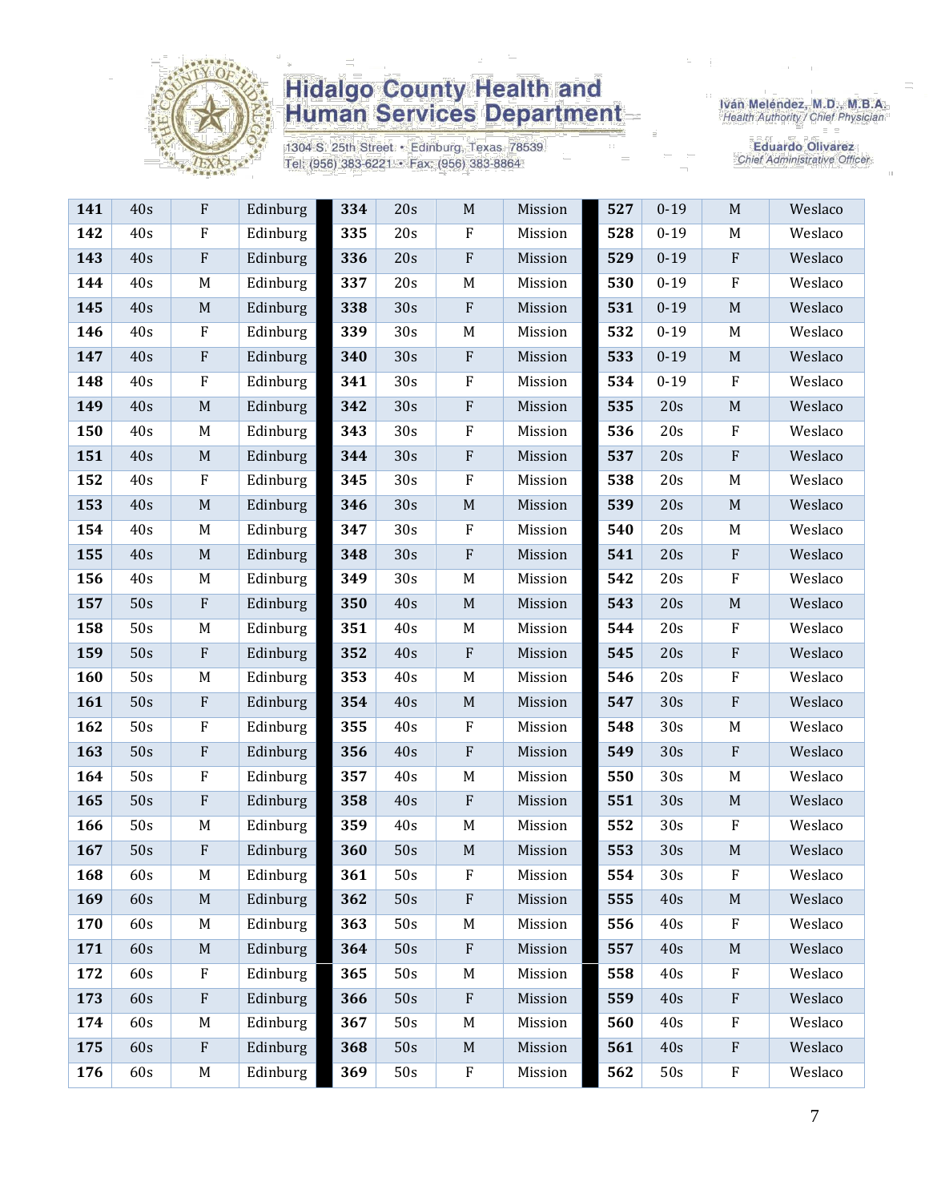| | | | | | | | | | | | |
|---|---|---|---|---|---|---|---|---|---|---|---|
| **141** | 40s | F | Edinburg | **334** | 20s | M | Mission | **527** | 0-19 | M | Weslaco |
| **142** | 40s | F | Edinburg | **335** | 20s | F | Mission | **528** | 0-19 | M | Weslaco |
| **143** | 40s | F | Edinburg | **336** | 20s | F | Mission | **529** | 0-19 | F | Weslaco |
| **144** | 40s | M | Edinburg | **337** | 20s | M | Mission | **530** | 0-19 | F | Weslaco |
| **145** | 40s | M | Edinburg | **338** | 30s | F | Mission | **531** | 0-19 | M | Weslaco |
| **146** | 40s | F | Edinburg | **339** | 30s | M | Mission | **532** | 0-19 | M | Weslaco |
| **147** | 40s | F | Edinburg | **340** | 30s | F | Mission | **533** | 0-19 | M | Weslaco |
| **148** | 40s | F | Edinburg | **341** | 30s | F | Mission | **534** | 0-19 | F | Weslaco |
| **149** | 40s | M | Edinburg | **342** | 30s | F | Mission | **535** | 20s | M | Weslaco |
| **150** | 40s | M | Edinburg | **343** | 30s | F | Mission | **536** | 20s | F | Weslaco |
| **151** | 40s | M | Edinburg | **344** | 30s | F | Mission | **537** | 20s | F | Weslaco |
| **152** | 40s | F | Edinburg | **345** | 30s | F | Mission | **538** | 20s | M | Weslaco |
| **153** | 40s | M | Edinburg | **346** | 30s | M | Mission | **539** | 20s | M | Weslaco |
| **154** | 40s | M | Edinburg | **347** | 30s | F | Mission | **540** | 20s | M | Weslaco |
| **155** | 40s | M | Edinburg | **348** | 30s | F | Mission | **541** | 20s | F | Weslaco |
| **156** | 40s | M | Edinburg | **349** | 30s | M | Mission | **542** | 20s | F | Weslaco |
| **157** | 50s | F | Edinburg | **350** | 40s | M | Mission | **543** | 20s | M | Weslaco |
| **158** | 50s | M | Edinburg | **351** | 40s | M | Mission | **544** | 20s | F | Weslaco |
| **159** | 50s | F | Edinburg | **352** | 40s | F | Mission | **545** | 20s | F | Weslaco |
| **160** | 50s | M | Edinburg | **353** | 40s | M | Mission | **546** | 20s | F | Weslaco |
| **161** | 50s | F | Edinburg | **354** | 40s | M | Mission | **547** | 30s | F | Weslaco |
| **162** | 50s | F | Edinburg | **355** | 40s | F | Mission | **548** | 30s | M | Weslaco |
| **163** | 50s | F | Edinburg | **356** | 40s | F | Mission | **549** | 30s | F | Weslaco |
| **164** | 50s | F | Edinburg | **357** | 40s | M | Mission | **550** | 30s | M | Weslaco |
| **165** | 50s | F | Edinburg | **358** | 40s | F | Mission | **551** | 30s | M | Weslaco |
| **166** | 50s | M | Edinburg | **359** | 40s | M | Mission | **552** | 30s | F | Weslaco |
| **167** | 50s | F | Edinburg | **360** | 50s | M | Mission | **553** | 30s | M | Weslaco |
| **168** | 60s | M | Edinburg | **361** | 50s | F | Mission | **554** | 30s | F | Weslaco |
| **169** | 60s | M | Edinburg | **362** | 50s | F | Mission | **555** | 40s | M | Weslaco |
| **170** | 60s | M | Edinburg | **363** | 50s | M | Mission | **556** | 40s | F | Weslaco |
| **171** | 60s | M | Edinburg | **364** | 50s | F | Mission | **557** | 40s | M | Weslaco |
| **172** | 60s | F | Edinburg | **365** | 50s | M | Mission | **558** | 40s | F | Weslaco |
| **173** | 60s | F | Edinburg | **366** | 50s | F | Mission | **559** | 40s | F | Weslaco |
| **174** | 60s | M | Edinburg | **367** | 50s | M | Mission | **560** | 40s | F | Weslaco |
| **175** | 60s | F | Edinburg | **368** | 50s | M | Mission | **561** | 40s | F | Weslaco |
| **176** | 60s | M | Edinburg | **369** | 50s | F | Mission | **562** | 50s | F | Weslaco |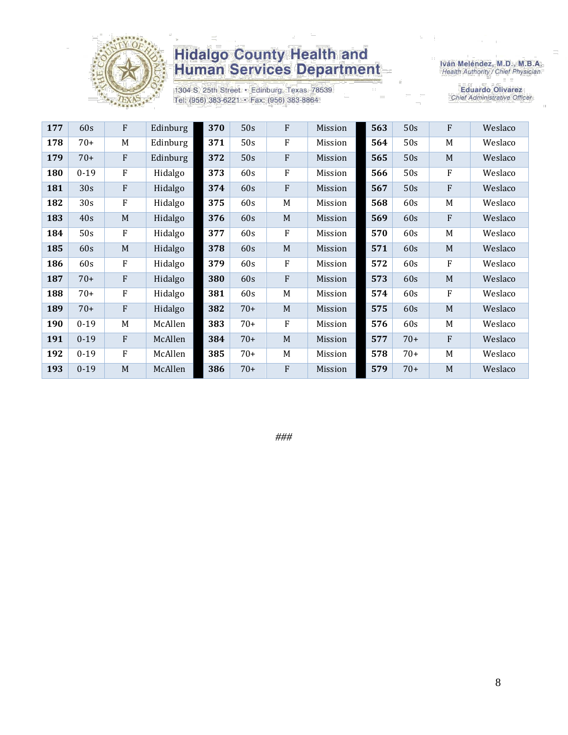| | | | | | | | | | | | | | |
|---|---|---|---|---|---|---|---|---|---|---|---|---|---|
| **177** | 60s | F | Edinburg | | **370** | 50s | F | Mission | | **563** | 50s | F | Weslaco |
| **178** | 70+ | M | Edinburg | | **371** | 50s | F | Mission | | **564** | 50s | M | Weslaco |
| **179** | 70+ | F | Edinburg | | **372** | 50s | F | Mission | | **565** | 50s | M | Weslaco |
| **180** | 0-19 | F | Hidalgo | | **373** | 60s | F | Mission | | **566** | 50s | F | Weslaco |
| **181** | 30s | F | Hidalgo | | **374** | 60s | F | Mission | | **567** | 50s | F | Weslaco |
| **182** | 30s | F | Hidalgo | | **375** | 60s | M | Mission | | **568** | 60s | M | Weslaco |
| **183** | 40s | M | Hidalgo | | **376** | 60s | M | Mission | | **569** | 60s | F | Weslaco |
| **184** | 50s | F | Hidalgo | | **377** | 60s | F | Mission | | **570** | 60s | M | Weslaco |
| **185** | 60s | M | Hidalgo | | **378** | 60s | M | Mission | | **571** | 60s | M | Weslaco |
| **186** | 60s | F | Hidalgo | | **379** | 60s | F | Mission | | **572** | 60s | F | Weslaco |
| **187** | 70+ | F | Hidalgo | | **380** | 60s | F | Mission | | **573** | 60s | M | Weslaco |
| **188** | 70+ | F | Hidalgo | | **381** | 60s | M | Mission | | **574** | 60s | F | Weslaco |
| **189** | 70+ | F | Hidalgo | | **382** | 70+ | M | Mission | | **575** | 60s | M | Weslaco |
| **190** | 0-19 | M | McAllen | | **383** | 70+ | F | Mission | | **576** | 60s | M | Weslaco |
| **191** | 0-19 | F | McAllen | | **384** | 70+ | M | Mission | | **577** | 70+ | F | Weslaco |
| **192** | 0-19 | F | McAllen | | **385** | 70+ | M | Mission | | **578** | 70+ | M | Weslaco |
| **193** | 0-19 | M | McAllen | | **386** | 70+ | F | Mission | | **579** | 70+ | M | Weslaco |

###